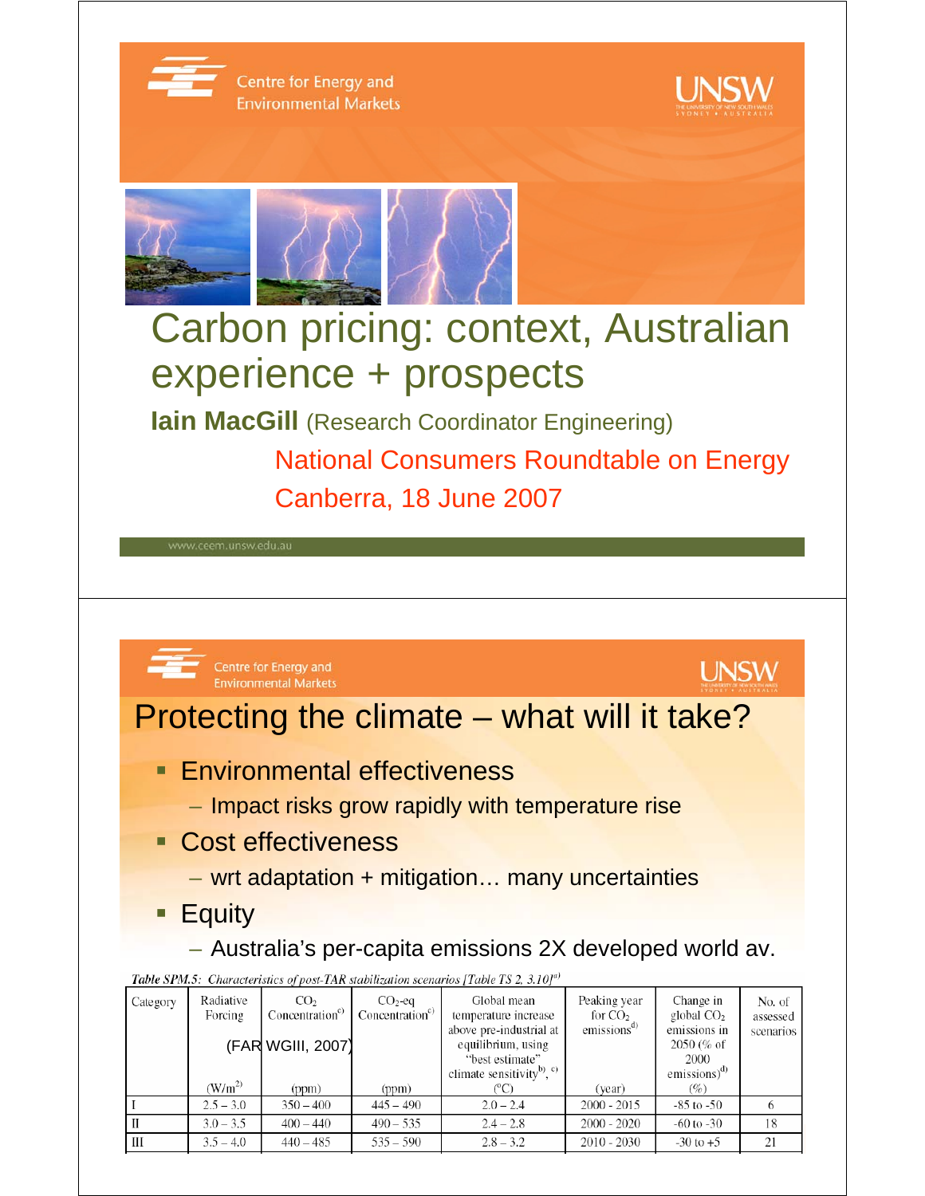Centre for Energy and Environmental Markets

UNSW

# Carbon pricing: context, Australian experience + prospects

**Iain MacGill** (Research Coordinator Engineering)

National Consumers Roundtable on Energy

Canberra, 18 June 2007

www.ceem.unsw.edu.au

---

Centre for Energy and Environmental Markets

UNSW

## Protecting the climate – what will it take?

- Environmental effectiveness
  - Impact risks grow rapidly with temperature rise
- Cost effectiveness
  - wrt adaptation + mitigation… many uncertainties
- Equity
  - Australia's per-capita emissions 2X developed world av.

*Table SPM.5: Characteristics of post-TAR stabilization scenarios [Table TS 2, 3.10]*[a]

(FAR WGIII, 2007)

| Category | Radiative Forcing ($W/m^2$) | $CO_2$ Concentration[c] (ppm) | $CO_2$-eq Concentration[c] (ppm) | Global mean temperature increase above pre-industrial at equilibrium, using "best estimate" climate sensitivity[b], [c] (°C) | Peaking year for $CO_2$ emissions[d] (year) | Change in global $CO_2$ emissions in 2050 (% of 2000 emissions)[d] (%) | No. of assessed scenarios |
|---|---|---|---|---|---|---|---|
| I | 2.5 – 3.0 | 350 – 400 | 445 – 490 | 2.0 – 2.4 | 2000 - 2015 | -85 to -50 | 6 |
| II | 3.0 – 3.5 | 400 – 440 | 490 – 535 | 2.4 – 2.8 | 2000 - 2020 | -60 to -30 | 18 |
| III | 3.5 – 4.0 | 440 – 485 | 535 – 590 | 2.8 – 3.2 | 2010 - 2030 | -30 to +5 | 21 |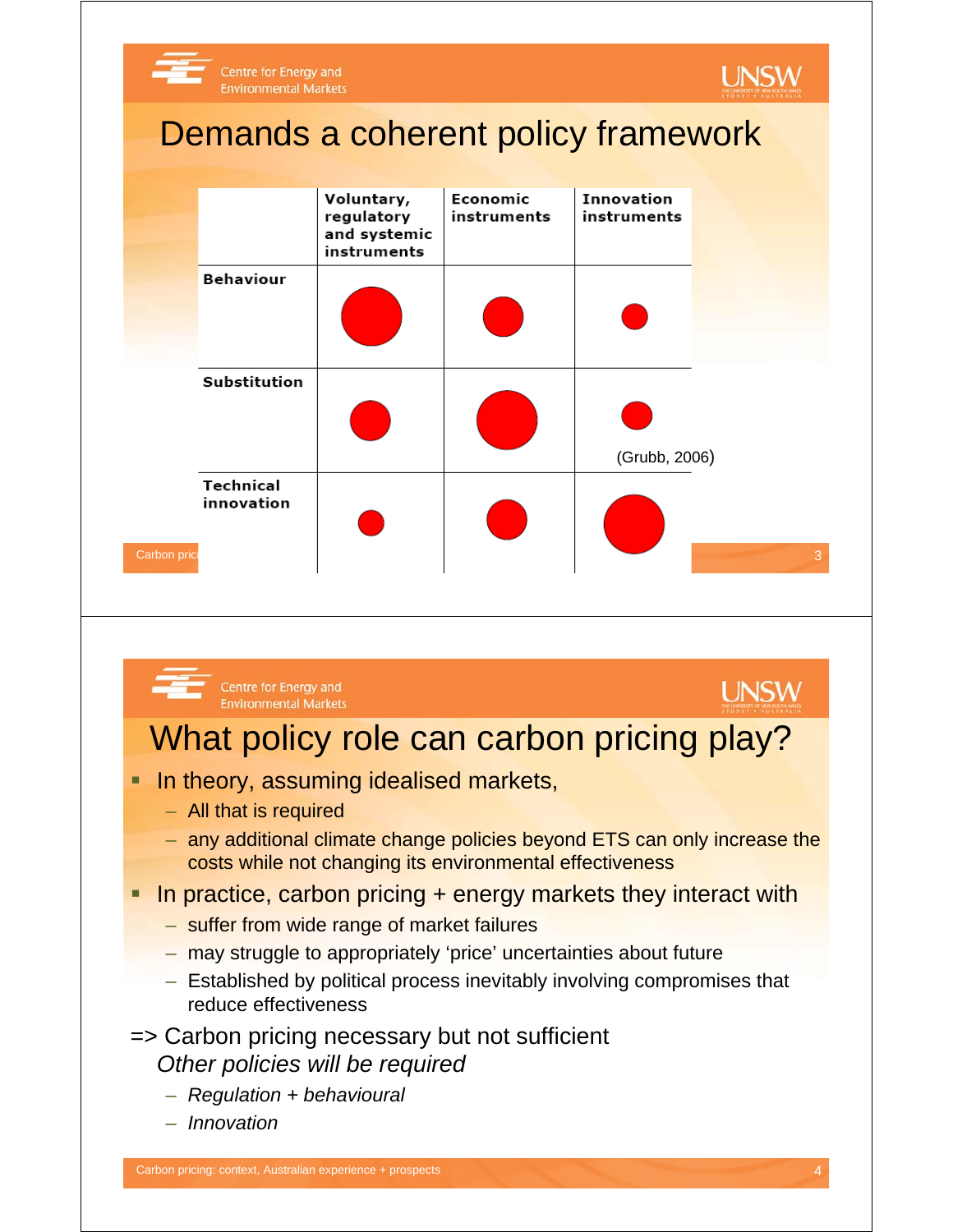# Demands a coherent policy framework

| | Voluntary, regulatory and systemic instruments | Economic instruments | Innovation instruments |
|---|---|---|---|
| **Behaviour** | ⬤ | ● | • |
| **Substitution** | ● | ⬤ | • |
| **Technical innovation** | • | ● | ⬤ |

(Grubb, 2006)

# What policy role can carbon pricing play?

- In theory, assuming idealised markets,
  - All that is required
  - any additional climate change policies beyond ETS can only increase the costs while not changing its environmental effectiveness
- In practice, carbon pricing + energy markets they interact with
  - suffer from wide range of market failures
  - may struggle to appropriately 'price' uncertainties about future
  - Established by political process inevitably involving compromises that reduce effectiveness

=> Carbon pricing necessary but not sufficient

*Other policies will be required*

- *Regulation + behavioural*
- *Innovation*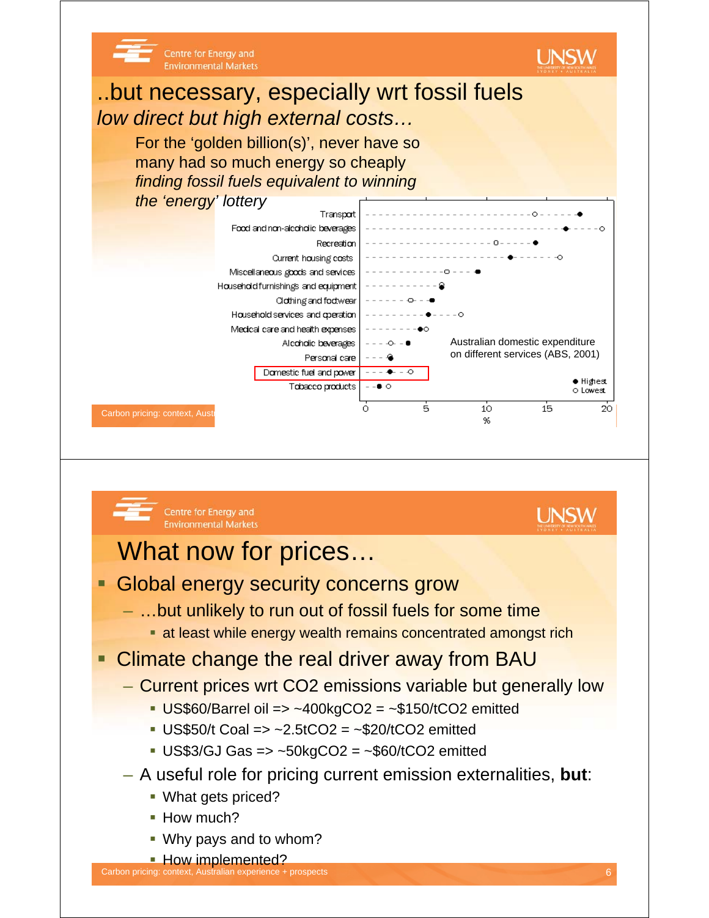# ..but necessary, especially wrt fossil fuels

*low direct but high external costs…*

For the 'golden billion(s)', never have so many had so much energy so cheaply

*finding fossil fuels equivalent to winning the 'energy' lottery*

Australian domestic expenditure on different services (ABS, 2001)

| Category | Highest (%) | Lowest (%) |
| --- | --- | --- |
| Transport | ~17.5 | ~14 |
| Food and non-alcoholic beverages | ~16.5 | ~19.5 |
| Recreation | ~14 | ~10.5 |
| Current housing costs | ~12 | ~16 |
| Miscellaneous goods and services | ~9.5 | ~7 |
| Household furnishings and equipment | ~6.5 | ~6.5 |
| Clothing and footwear | ~5.5 | ~4 |
| Household services and operation | ~5 | ~8 |
| Medical care and health expenses | ~4.5 | ~5 |
| Alcoholic beverages | ~3.5 | ~2 |
| Personal care | ~2 | ~2 |
| Domestic fuel and power | ~2 | ~4 |
| Tobacco products | ~1 | ~2 |

# What now for prices…

- Global energy security concerns grow
  - …but unlikely to run out of fossil fuels for some time
    - at least while energy wealth remains concentrated amongst rich
- Climate change the real driver away from BAU
  - Current prices wrt CO2 emissions variable but generally low
    - US$60/Barrel oil => ~400kgCO2 = ~$150/tCO2 emitted
    - US$50/t Coal => ~2.5tCO2 = ~$20/tCO2 emitted
    - US$3/GJ Gas => ~50kgCO2 = ~$60/tCO2 emitted
  - A useful role for pricing current emission externalities, **but**:
    - What gets priced?
    - How much?
    - Why pays and to whom?
    - How implemented?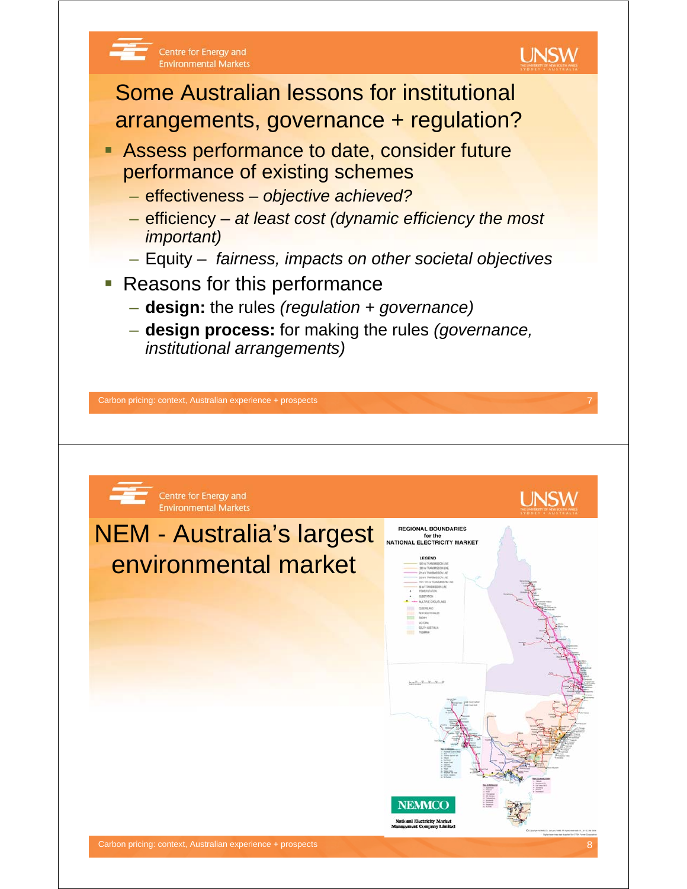## Some Australian lessons for institutional arrangements, governance + regulation?

- Assess performance to date, consider future performance of existing schemes
  - effectiveness – *objective achieved?*
  - efficiency – *at least cost (dynamic efficiency the most important)*
  - Equity – *fairness, impacts on other societal objectives*
- Reasons for this performance
  - **design:** the rules *(regulation + governance)*
  - **design process:** for making the rules *(governance, institutional arrangements)*

## NEM - Australia's largest environmental market

REGIONAL BOUNDARIES for the NATIONAL ELECTRICITY MARKET

NEMMCO

National Electricity Market Management Company Limited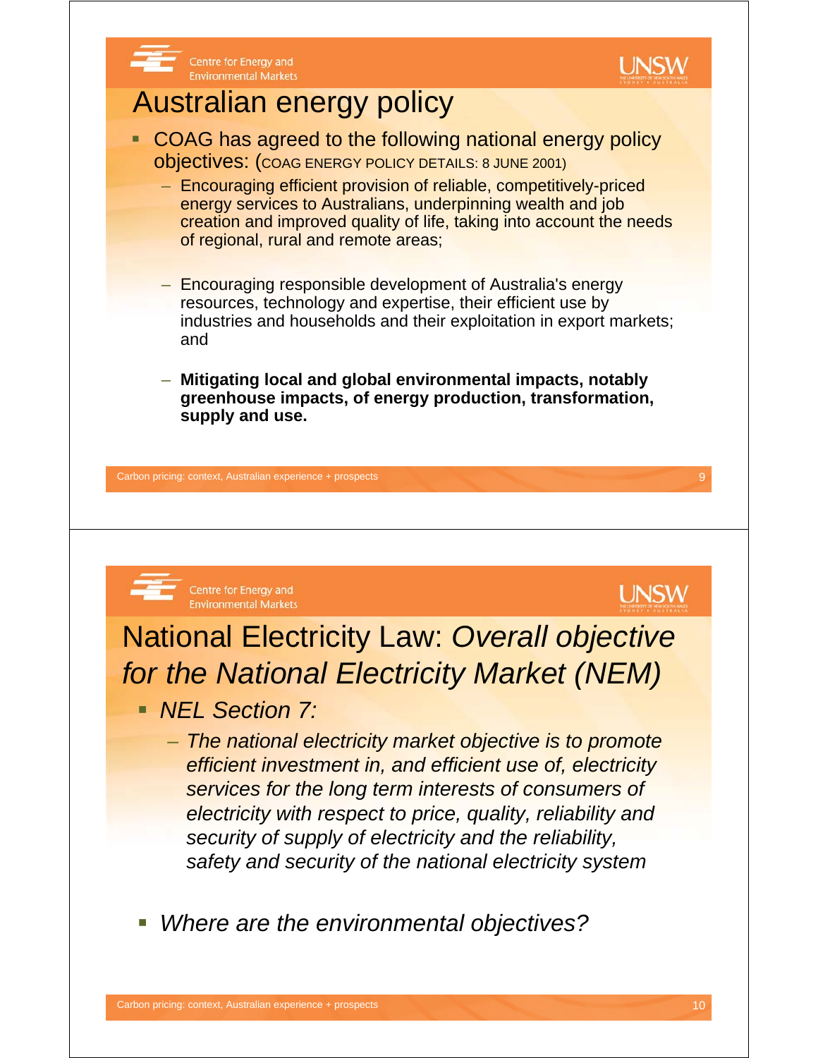## Australian energy policy

- COAG has agreed to the following national energy policy objectives: (COAG ENERGY POLICY DETAILS: 8 JUNE 2001)
  - Encouraging efficient provision of reliable, competitively-priced energy services to Australians, underpinning wealth and job creation and improved quality of life, taking into account the needs of regional, rural and remote areas;
  - Encouraging responsible development of Australia's energy resources, technology and expertise, their efficient use by industries and households and their exploitation in export markets; and
  - **Mitigating local and global environmental impacts, notably greenhouse impacts, of energy production, transformation, supply and use.**

## National Electricity Law: *Overall objective for the National Electricity Market (NEM)*

- *NEL Section 7:*
  - *The national electricity market objective is to promote efficient investment in, and efficient use of, electricity services for the long term interests of consumers of electricity with respect to price, quality, reliability and security of supply of electricity and the reliability, safety and security of the national electricity system*
- *Where are the environmental objectives?*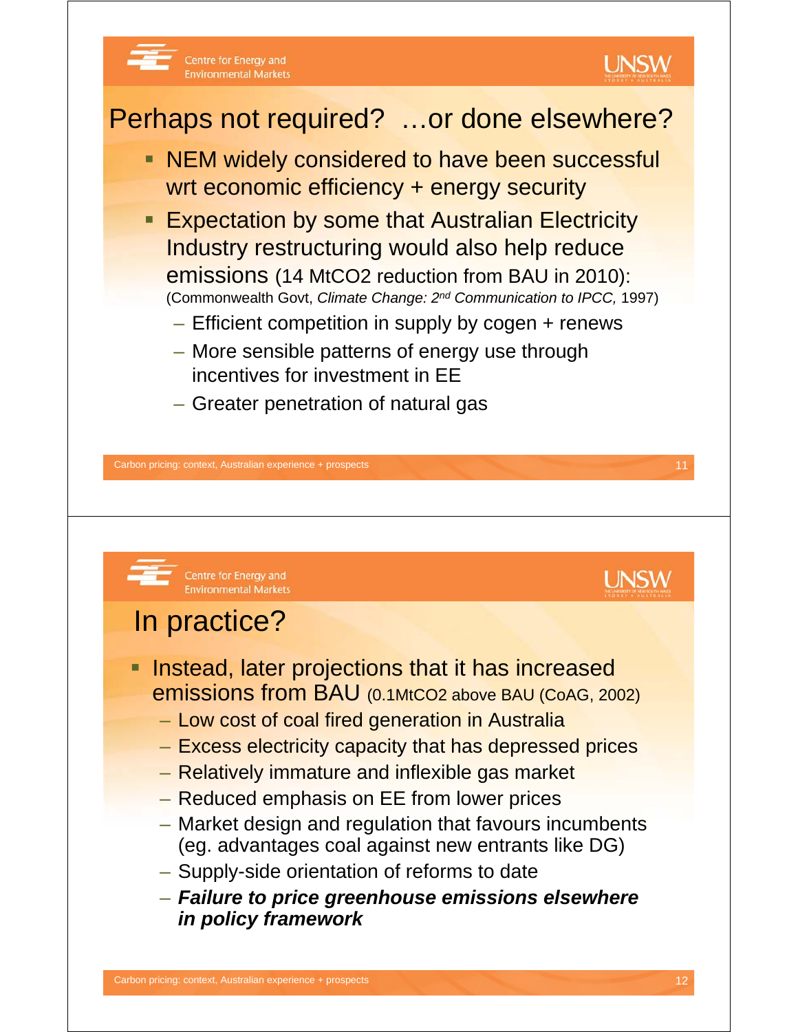## Perhaps not required? …or done elsewhere?

- NEM widely considered to have been successful wrt economic efficiency + energy security
- Expectation by some that Australian Electricity Industry restructuring would also help reduce emissions (14 $MtCO_2$ reduction from BAU in 2010): (Commonwealth Govt, *Climate Change: 2nd Communication to IPCC,* 1997)
  - Efficient competition in supply by cogen + renews
  - More sensible patterns of energy use through incentives for investment in EE
  - Greater penetration of natural gas

## In practice?

- Instead, later projections that it has increased emissions from BAU (0.1$MtCO_2$ above BAU (CoAG, 2002)
  - Low cost of coal fired generation in Australia
  - Excess electricity capacity that has depressed prices
  - Relatively immature and inflexible gas market
  - Reduced emphasis on EE from lower prices
  - Market design and regulation that favours incumbents (eg. advantages coal against new entrants like DG)
  - Supply-side orientation of reforms to date
  - ***Failure to price greenhouse emissions elsewhere in policy framework***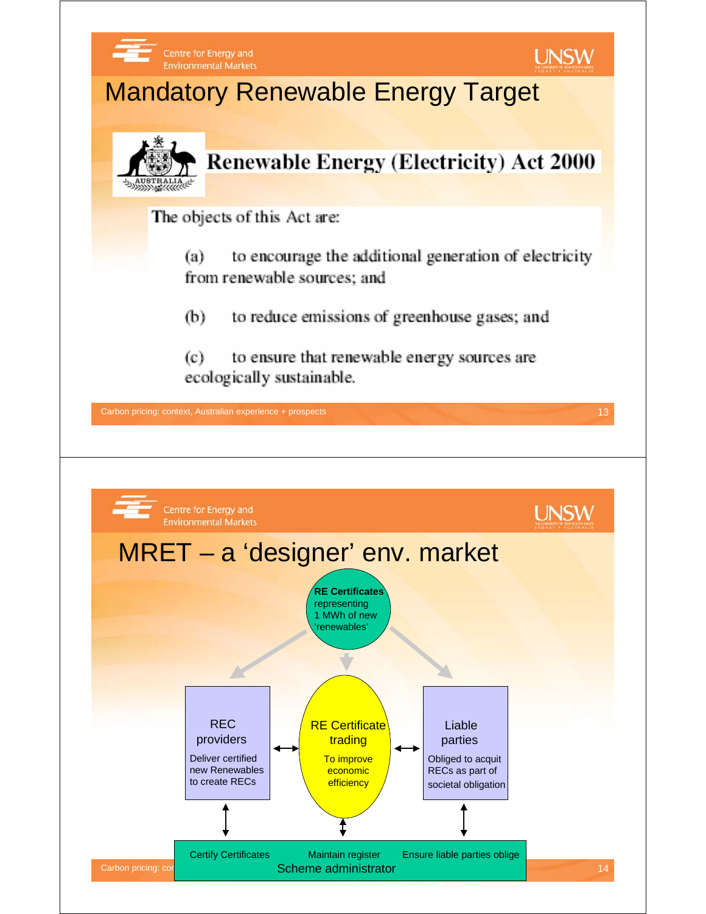# Mandatory Renewable Energy Target

## Renewable Energy (Electricity) Act 2000

The objects of this Act are:

(a) to encourage the additional generation of electricity from renewable sources; and

(b) to reduce emissions of greenhouse gases; and

(c) to ensure that renewable energy sources are ecologically sustainable.

# MRET – a 'designer' env. market

**RE Certificates** representing 1 MWh of new 'renewables'

REC providers
Deliver certified new Renewables to create RECs

RE Certificate trading
To improve economic efficiency

Liable parties
Obliged to acquit RECs as part of societal obligation

Certify Certificates | Maintain register | Ensure liable parties oblige

Scheme administrator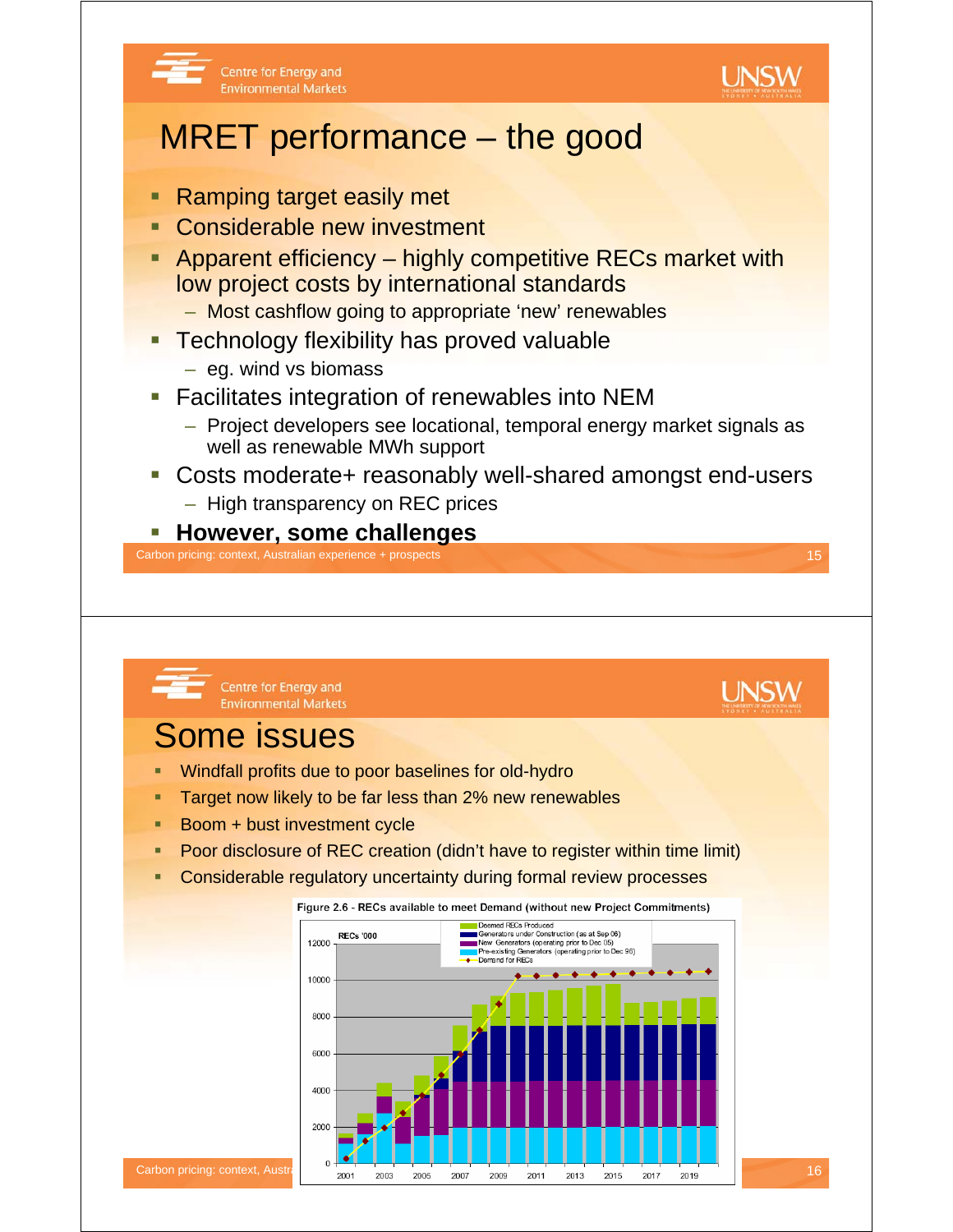# MRET performance – the good

- Ramping target easily met
- Considerable new investment
- Apparent efficiency – highly competitive RECs market with low project costs by international standards
  - Most cashflow going to appropriate 'new' renewables
- Technology flexibility has proved valuable
  - eg. wind vs biomass
- Facilitates integration of renewables into NEM
  - Project developers see locational, temporal energy market signals as well as renewable MWh support
- Costs moderate+ reasonably well-shared amongst end-users
  - High transparency on REC prices
- **However, some challenges**

# Some issues

- Windfall profits due to poor baselines for old-hydro
- Target now likely to be far less than 2% new renewables
- Boom + bust investment cycle
- Poor disclosure of REC creation (didn't have to register within time limit)
- Considerable regulatory uncertainty during formal review processes

**Figure 2.6 - RECs available to meet Demand (without new Project Commitments)**

Legend: Deemed RECs Produced; Generators under Construction (as at Sep 06); New Generators (operating prior to Dec 05); Pre-existing Generators (operating prior to Dec 98); Demand for RECs

Y-axis: RECs '000 (0–12000); X-axis: 2001–2019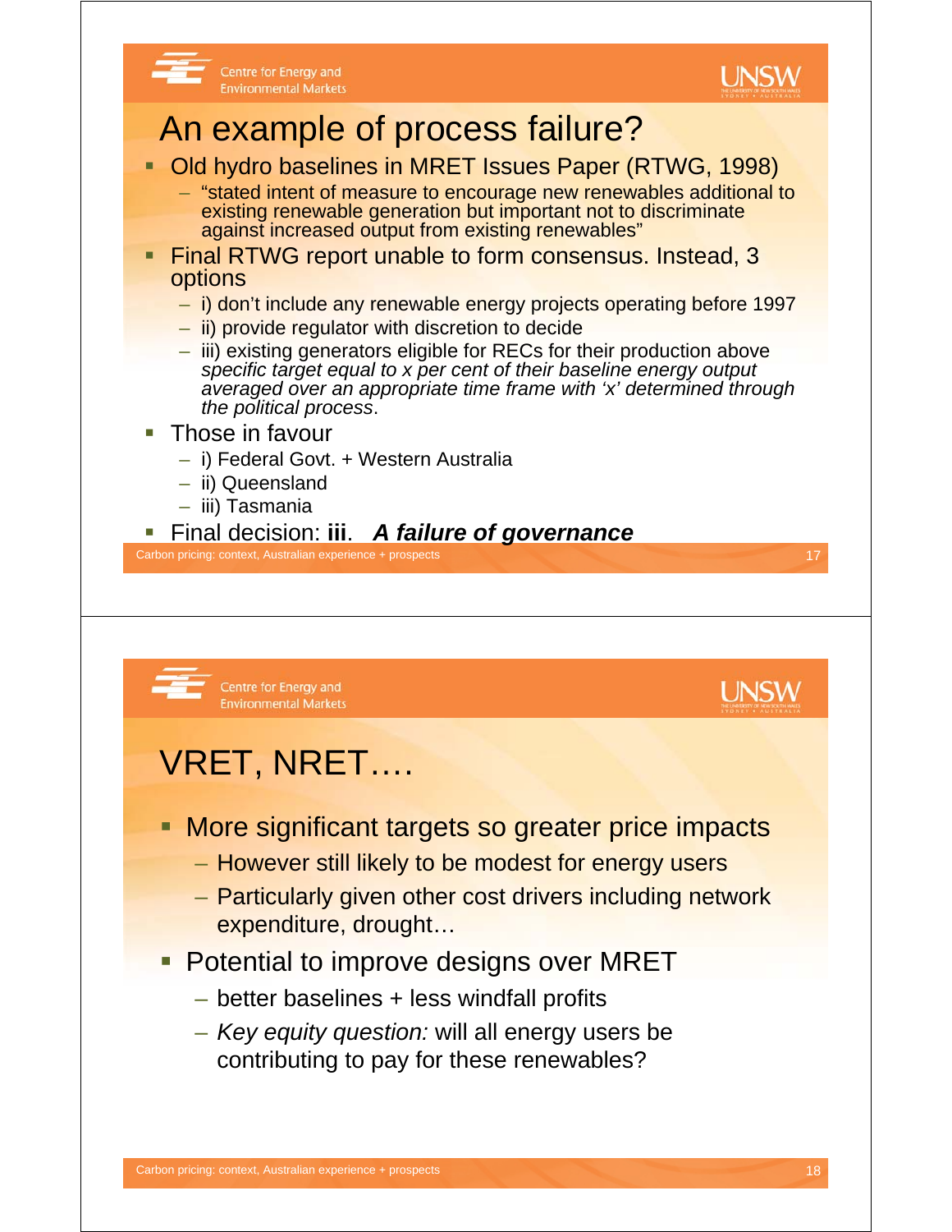# An example of process failure?

- Old hydro baselines in MRET Issues Paper (RTWG, 1998)
  - "stated intent of measure to encourage new renewables additional to existing renewable generation but important not to discriminate against increased output from existing renewables"
- Final RTWG report unable to form consensus. Instead, 3 options
  - i) don't include any renewable energy projects operating before 1997
  - ii) provide regulator with discretion to decide
  - iii) existing generators eligible for RECs for their production above *specific target equal to x per cent of their baseline energy output averaged over an appropriate time frame with 'x' determined through the political process*.
- Those in favour
  - i) Federal Govt. + Western Australia
  - ii) Queensland
  - iii) Tasmania
- Final decision: **iii**. ***A failure of governance***

# VRET, NRET….

- More significant targets so greater price impacts
  - However still likely to be modest for energy users
  - Particularly given other cost drivers including network expenditure, drought…
- Potential to improve designs over MRET
  - better baselines + less windfall profits
  - *Key equity question:* will all energy users be contributing to pay for these renewables?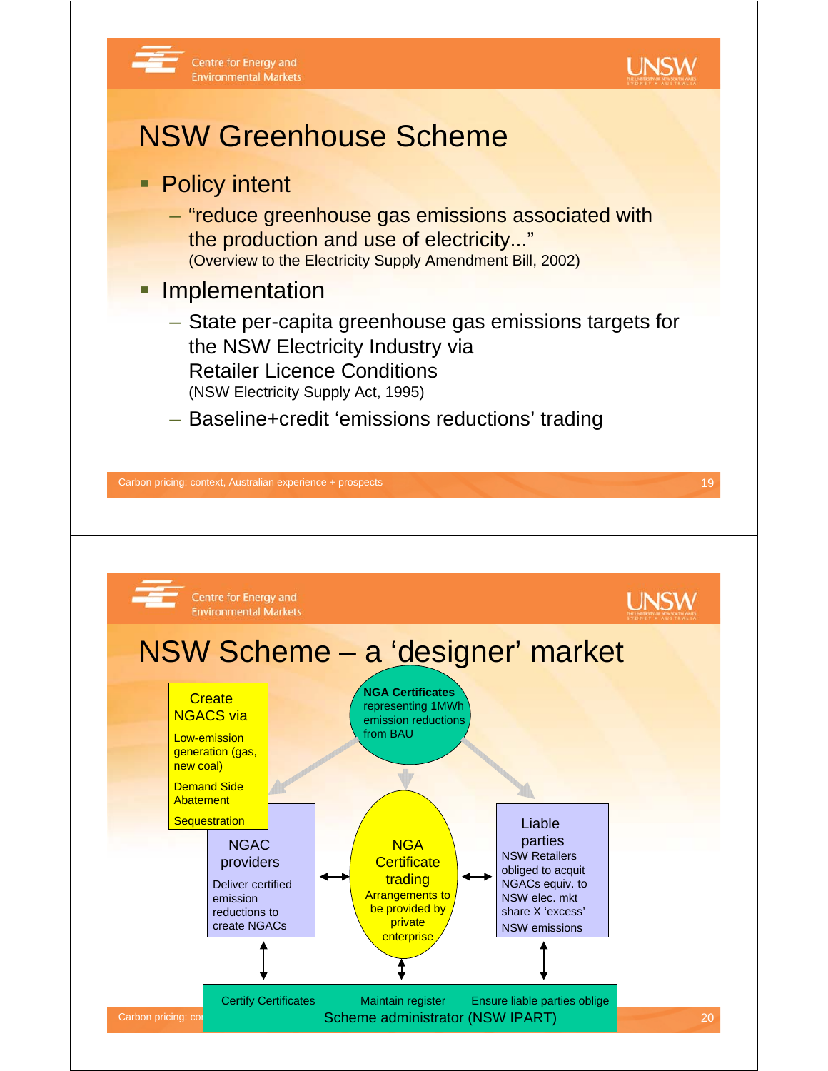# NSW Greenhouse Scheme

- Policy intent
  - "reduce greenhouse gas emissions associated with the production and use of electricity..."
    (Overview to the Electricity Supply Amendment Bill, 2002)
- Implementation
  - State per-capita greenhouse gas emissions targets for the NSW Electricity Industry via Retailer Licence Conditions
    (NSW Electricity Supply Act, 1995)
  - Baseline+credit 'emissions reductions' trading

# NSW Scheme – a 'designer' market

**NGA Certificates** representing 1MWh emission reductions from BAU

Create NGACS via
- Low-emission generation (gas, new coal)
- Demand Side Abatement
- Sequestration

NGAC providers
Deliver certified emission reductions to create NGACs

NGA Certificate trading
Arrangements to be provided by private enterprise

Liable parties
NSW Retailers obliged to acquit NGACs equiv. to NSW elec. mkt share X 'excess' NSW emissions

Certify Certificates — Maintain register — Ensure liable parties oblige

Scheme administrator (NSW IPART)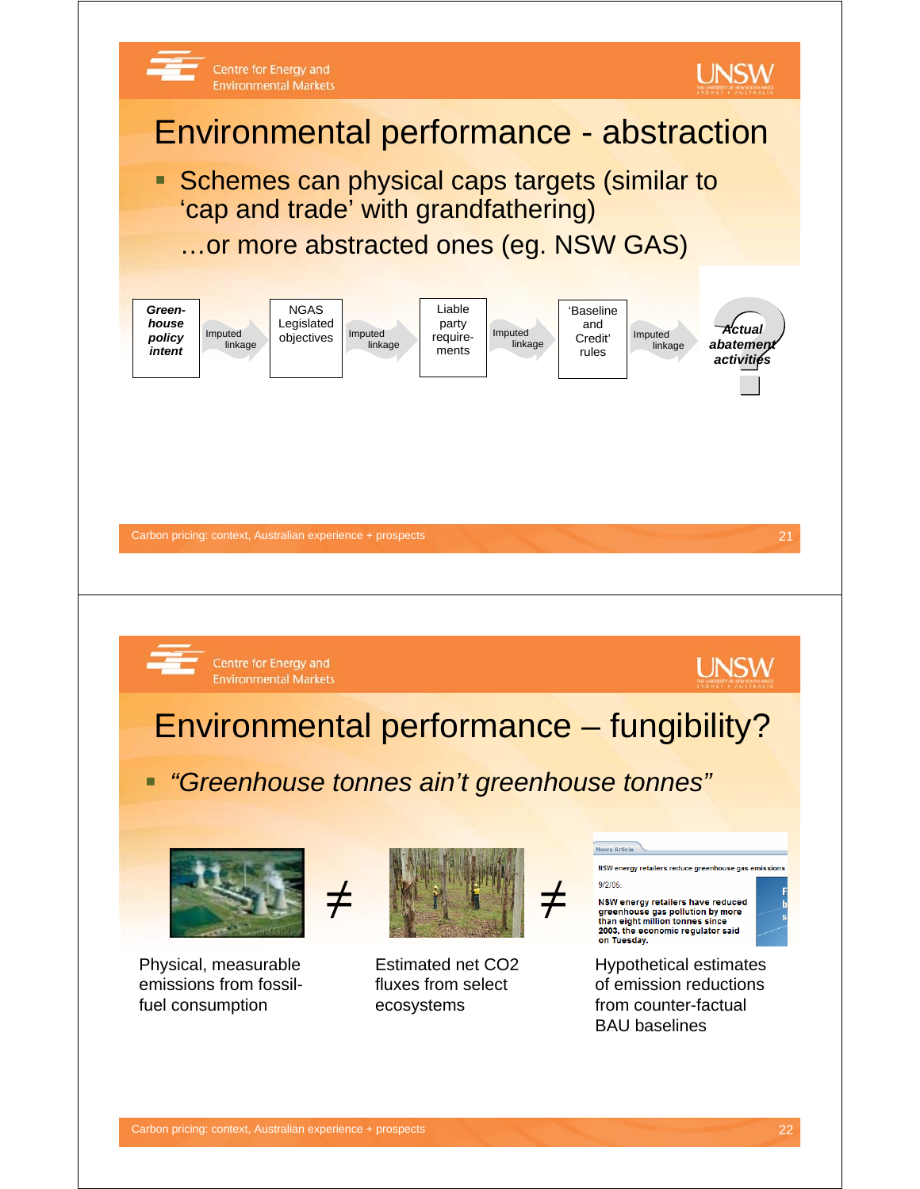# Environmental performance - abstraction

- Schemes can physical caps targets (similar to 'cap and trade' with grandfathering)

  …or more abstracted ones (eg. NSW GAS)

***Green-house policy intent*** → Imputed linkage → NGAS Legislated objectives → Imputed linkage → Liable party require-ments → Imputed linkage → 'Baseline and Credit' rules → Imputed linkage → ***Actual abatement activities*** ?

# Environmental performance – fungibility?

- *"Greenhouse tonnes ain't greenhouse tonnes"*

Physical, measurable emissions from fossil-fuel consumption ≠ Estimated net CO2 fluxes from select ecosystems ≠ Hypothetical estimates of emission reductions from counter-factual BAU baselines

News Article

NSW energy retailers reduce greenhouse gas emissions

9/2/06:

**NSW energy retailers have reduced greenhouse gas pollution by more than eight million tonnes since 2003, the economic regulator said on Tuesday.**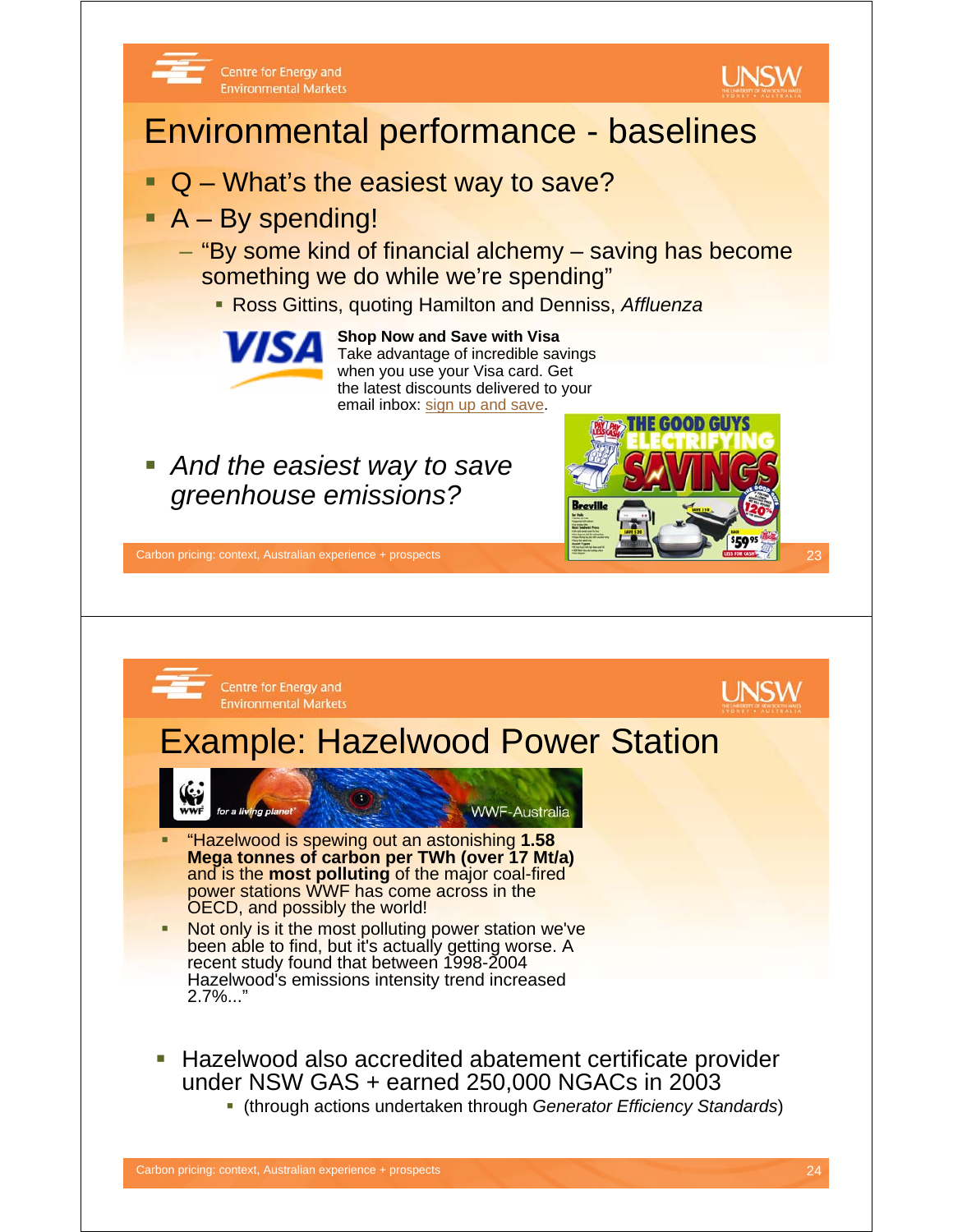# Environmental performance - baselines

- Q – What's the easiest way to save?
- A – By spending!
  - "By some kind of financial alchemy – saving has become something we do while we're spending"
    - Ross Gittins, quoting Hamilton and Denniss, *Affluenza*

**Shop Now and Save with Visa**
Take advantage of incredible savings when you use your Visa card. Get the latest discounts delivered to your email inbox: sign up and save.

- *And the easiest way to save greenhouse emissions?*

# Example: Hazelwood Power Station

- "Hazelwood is spewing out an astonishing **1.58 Mega tonnes of carbon per TWh (over 17 Mt/a)** and is the **most polluting** of the major coal-fired power stations WWF has come across in the OECD, and possibly the world!
- Not only is it the most polluting power station we've been able to find, but it's actually getting worse. A recent study found that between 1998-2004 Hazelwood's emissions intensity trend increased 2.7%..."

- Hazelwood also accredited abatement certificate provider under NSW GAS + earned 250,000 NGACs in 2003
  - (through actions undertaken through *Generator Efficiency Standards*)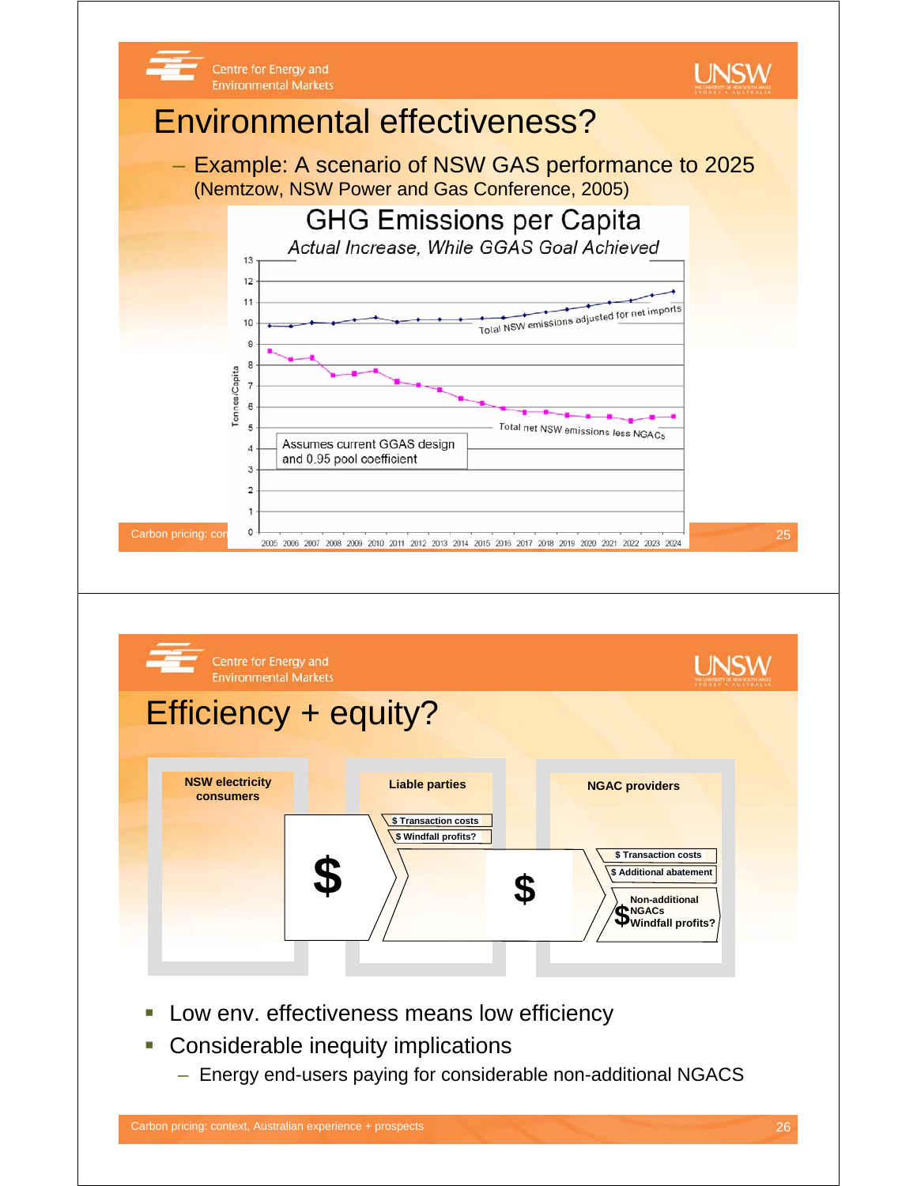# Environmental effectiveness?

– Example: A scenario of NSW GAS performance to 2025
(Nemtzow, NSW Power and Gas Conference, 2005)

GHG Emissions per Capita

*Actual Increase, While GGAS Goal Achieved*

Tonnes/Capita

Total NSW emissions adjusted for net imports

Total net NSW emissions less NGACs

Assumes current GGAS design and 0.95 pool coefficient

2005 2006 2007 2008 2009 2010 2011 2012 2013 2014 2015 2016 2017 2018 2019 2020 2021 2022 2023 2024

# Efficiency + equity?

NSW electricity consumers

Liable parties

NGAC providers

$ Transaction costs

$ Windfall profits?

$ Transaction costs

$ Additional abatement

Non-additional NGACs Windfall profits?

- Low env. effectiveness means low efficiency
- Considerable inequity implications
  - Energy end-users paying for considerable non-additional NGACS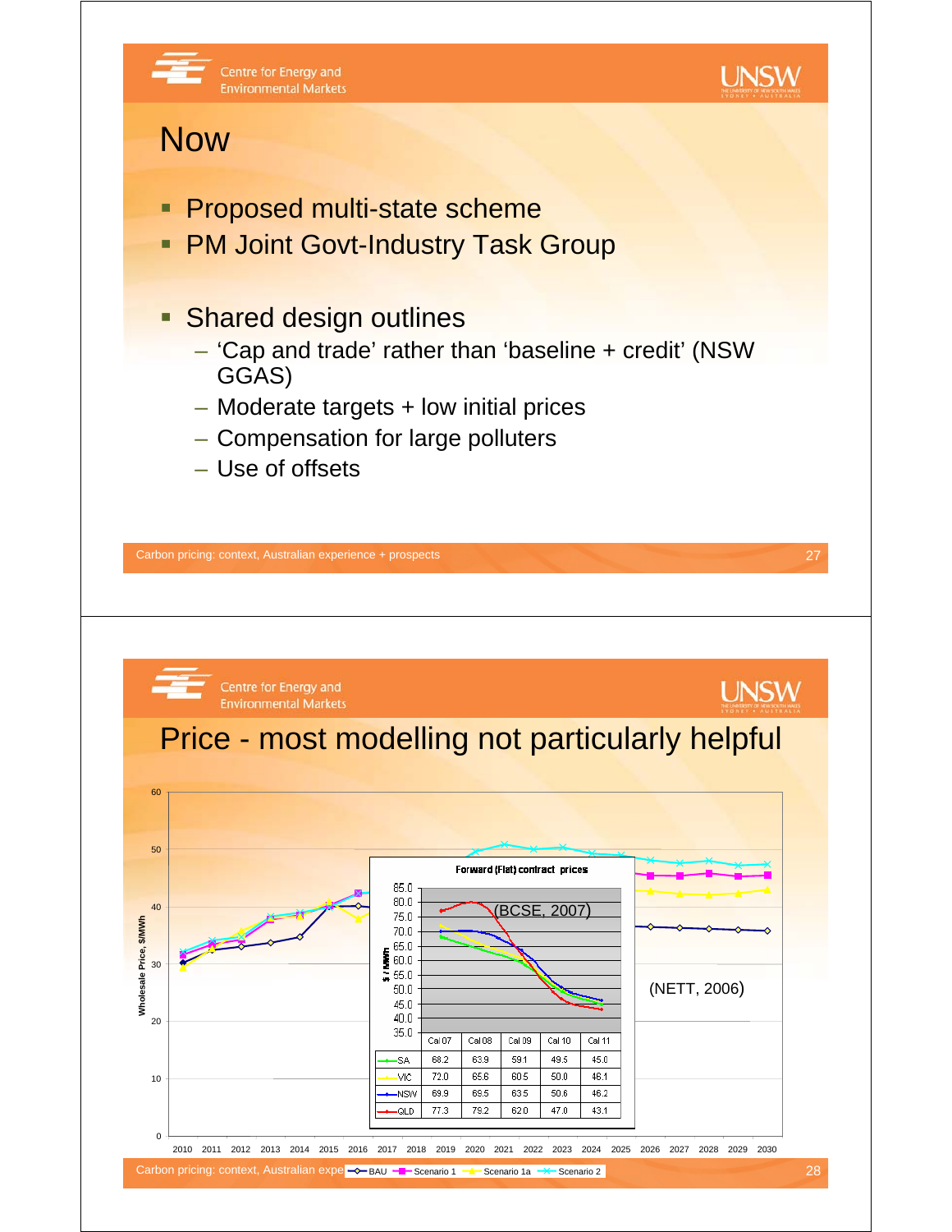# Now

- Proposed multi-state scheme
- PM Joint Govt-Industry Task Group
- Shared design outlines
  - 'Cap and trade' rather than 'baseline + credit' (NSW GGAS)
  - Moderate targets + low initial prices
  - Compensation for large polluters
  - Use of offsets

# Price - most modelling not particularly helpful

(NETT, 2006)

Forward (Flat) contract prices (BCSE, 2007)

| | Cal 07 | Cal 08 | Cal 09 | Cal 10 | Cal 11 |
|---|---|---|---|---|---|
| SA | 68.2 | 63.9 | 59.1 | 49.5 | 45.0 |
| VIC | 72.0 | 65.6 | 60.5 | 50.0 | 46.1 |
| NSW | 69.9 | 69.5 | 63.5 | 50.6 | 46.2 |
| QLD | 77.3 | 79.2 | 62.0 | 47.0 | 43.1 |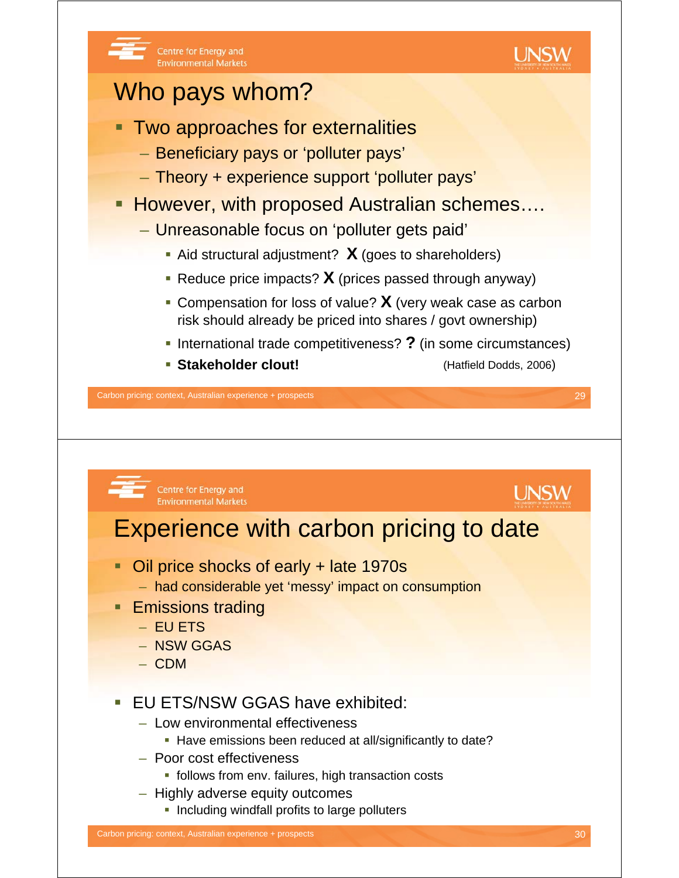# Who pays whom?

- Two approaches for externalities
  - Beneficiary pays or 'polluter pays'
  - Theory + experience support 'polluter pays'
- However, with proposed Australian schemes….
  - Unreasonable focus on 'polluter gets paid'
    - Aid structural adjustment? **X** (goes to shareholders)
    - Reduce price impacts? **X** (prices passed through anyway)
    - Compensation for loss of value? **X** (very weak case as carbon risk should already be priced into shares / govt ownership)
    - International trade competitiveness? **?** (in some circumstances)
    - **Stakeholder clout!** (Hatfield Dodds, 2006)

# Experience with carbon pricing to date

- Oil price shocks of early + late 1970s
  - had considerable yet 'messy' impact on consumption
- Emissions trading
  - EU ETS
  - NSW GGAS
  - CDM
- EU ETS/NSW GGAS have exhibited:
  - Low environmental effectiveness
    - Have emissions been reduced at all/significantly to date?
  - Poor cost effectiveness
    - follows from env. failures, high transaction costs
  - Highly adverse equity outcomes
    - Including windfall profits to large polluters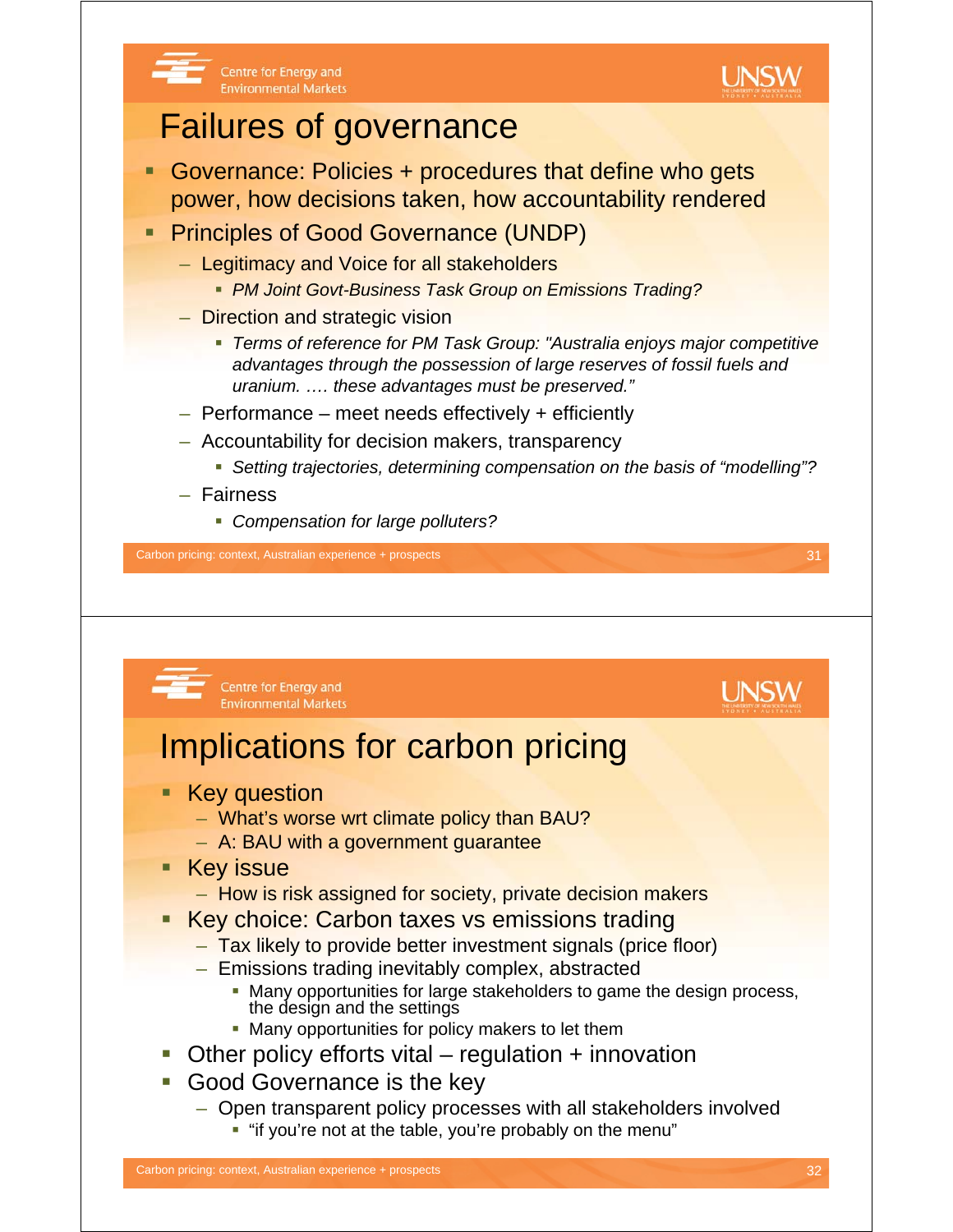# Failures of governance

- Governance: Policies + procedures that define who gets power, how decisions taken, how accountability rendered
- Principles of Good Governance (UNDP)
  - Legitimacy and Voice for all stakeholders
    - *PM Joint Govt-Business Task Group on Emissions Trading?*
  - Direction and strategic vision
    - *Terms of reference for PM Task Group: "Australia enjoys major competitive advantages through the possession of large reserves of fossil fuels and uranium. …. these advantages must be preserved."*
  - Performance – meet needs effectively + efficiently
  - Accountability for decision makers, transparency
    - *Setting trajectories, determining compensation on the basis of "modelling"?*
  - Fairness
    - *Compensation for large polluters?*

# Implications for carbon pricing

- Key question
  - What's worse wrt climate policy than BAU?
  - A: BAU with a government guarantee
- Key issue
  - How is risk assigned for society, private decision makers
- Key choice: Carbon taxes vs emissions trading
  - Tax likely to provide better investment signals (price floor)
  - Emissions trading inevitably complex, abstracted
    - Many opportunities for large stakeholders to game the design process, the design and the settings
    - Many opportunities for policy makers to let them
- Other policy efforts vital – regulation + innovation
- Good Governance is the key
  - Open transparent policy processes with all stakeholders involved
    - "if you're not at the table, you're probably on the menu"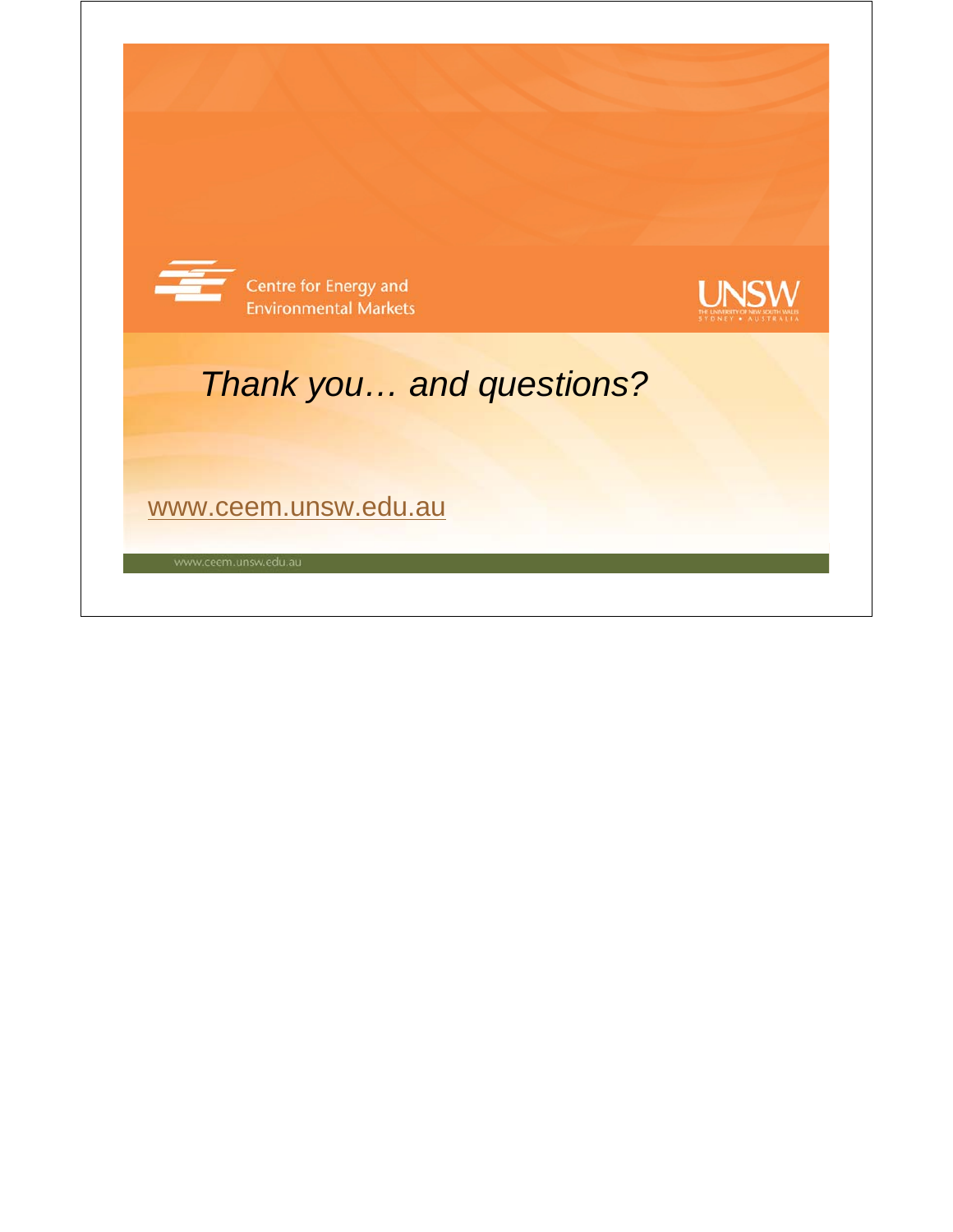Centre for Energy and Environmental Markets

UNSW

*Thank you… and questions?*

[www.ceem.unsw.edu.au](http://www.ceem.unsw.edu.au)